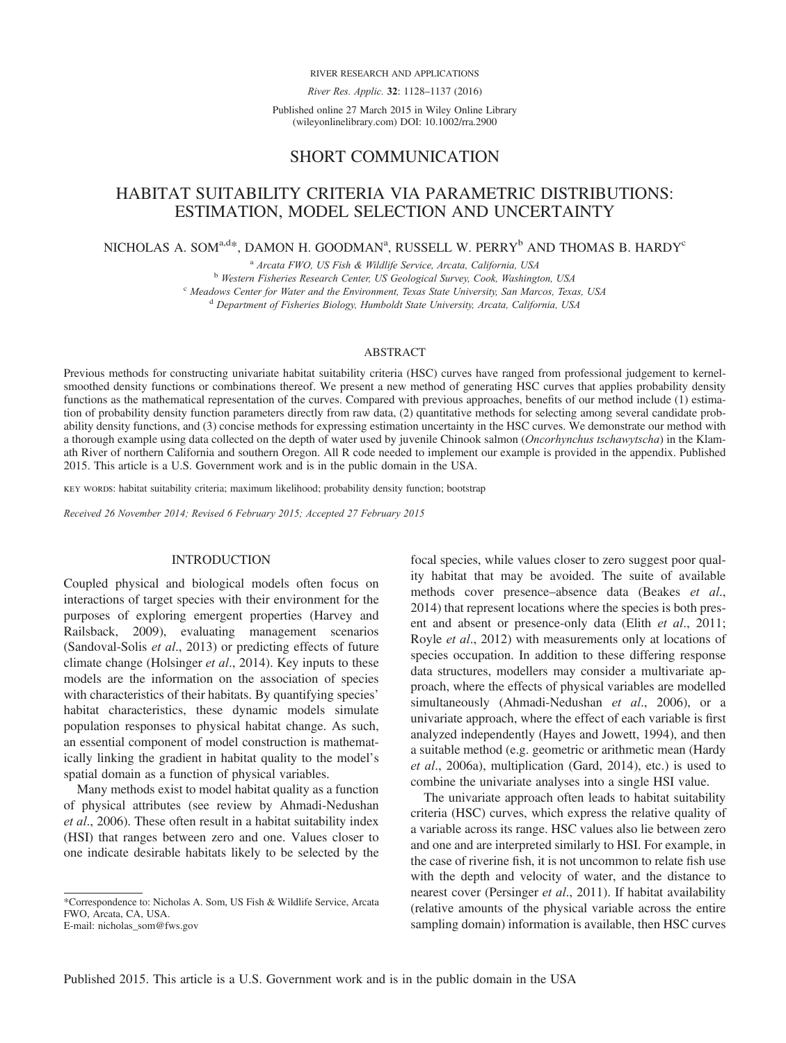SHORT COMMUNICATION

# HABITAT SUITABILITY CRITERIA VIA PARAMETRIC DISTRIBUTIONS: ESTIMATION, MODEL SELECTION AND UNCERTAINTY

NICHOLAS A. SOM[a,d]*, DAMON H. GOODMAN[a], RUSSELL W. PERRY[b] AND THOMAS B. HARDY[c]

[a] *Arcata FWO, US Fish & Wildlife Service, Arcata, California, USA*
[b] *Western Fisheries Research Center, US Geological Survey, Cook, Washington, USA*
[c] *Meadows Center for Water and the Environment, Texas State University, San Marcos, Texas, USA*
[d] *Department of Fisheries Biology, Humboldt State University, Arcata, California, USA*

## ABSTRACT

Previous methods for constructing univariate habitat suitability criteria (HSC) curves have ranged from professional judgement to kernel-smoothed density functions or combinations thereof. We present a new method of generating HSC curves that applies probability density functions as the mathematical representation of the curves. Compared with previous approaches, benefits of our method include (1) estimation of probability density function parameters directly from raw data, (2) quantitative methods for selecting among several candidate probability density functions, and (3) concise methods for expressing estimation uncertainty in the HSC curves. We demonstrate our method with a thorough example using data collected on the depth of water used by juvenile Chinook salmon (*Oncorhynchus tschawytscha*) in the Klamath River of northern California and southern Oregon. All R code needed to implement our example is provided in the appendix. Published 2015. This article is a U.S. Government work and is in the public domain in the USA.

KEY WORDS: habitat suitability criteria; maximum likelihood; probability density function; bootstrap

*Received 26 November 2014; Revised 6 February 2015; Accepted 27 February 2015*

## INTRODUCTION

Coupled physical and biological models often focus on interactions of target species with their environment for the purposes of exploring emergent properties (Harvey and Railsback, 2009), evaluating management scenarios (Sandoval-Solis *et al*., 2013) or predicting effects of future climate change (Holsinger *et al*., 2014). Key inputs to these models are the information on the association of species with characteristics of their habitats. By quantifying species' habitat characteristics, these dynamic models simulate population responses to physical habitat change. As such, an essential component of model construction is mathematically linking the gradient in habitat quality to the model's spatial domain as a function of physical variables.

Many methods exist to model habitat quality as a function of physical attributes (see review by Ahmadi-Nedushan *et al*., 2006). These often result in a habitat suitability index (HSI) that ranges between zero and one. Values closer to one indicate desirable habitats likely to be selected by the focal species, while values closer to zero suggest poor quality habitat that may be avoided. The suite of available methods cover presence–absence data (Beakes *et al*., 2014) that represent locations where the species is both present and absent or presence-only data (Elith *et al*., 2011; Royle *et al*., 2012) with measurements only at locations of species occupation. In addition to these differing response data structures, modellers may consider a multivariate approach, where the effects of physical variables are modelled simultaneously (Ahmadi-Nedushan *et al*., 2006), or a univariate approach, where the effect of each variable is first analyzed independently (Hayes and Jowett, 1994), and then a suitable method (e.g. geometric or arithmetic mean (Hardy *et al*., 2006a), multiplication (Gard, 2014), etc.) is used to combine the univariate analyses into a single HSI value.

The univariate approach often leads to habitat suitability criteria (HSC) curves, which express the relative quality of a variable across its range. HSC values also lie between zero and one and are interpreted similarly to HSI. For example, in the case of riverine fish, it is not uncommon to relate fish use with the depth and velocity of water, and the distance to nearest cover (Persinger *et al*., 2011). If habitat availability (relative amounts of the physical variable across the entire sampling domain) information is available, then HSC curves

---

*Correspondence to: Nicholas A. Som, US Fish & Wildlife Service, Arcata FWO, Arcata, CA, USA.
E-mail: nicholas_som@fws.gov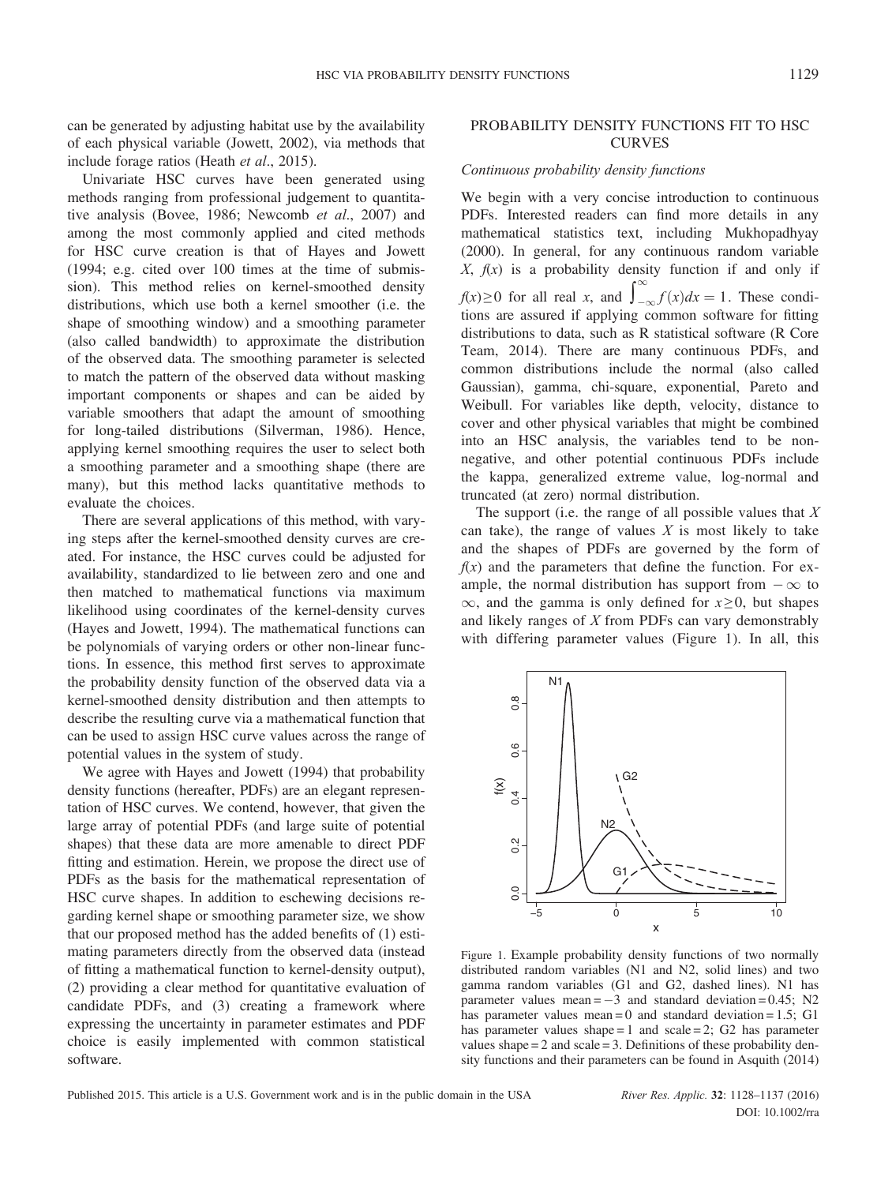can be generated by adjusting habitat use by the availability of each physical variable (Jowett, 2002), via methods that include forage ratios (Heath *et al*., 2015).

Univariate HSC curves have been generated using methods ranging from professional judgement to quantitative analysis (Bovee, 1986; Newcomb *et al*., 2007) and among the most commonly applied and cited methods for HSC curve creation is that of Hayes and Jowett (1994; e.g. cited over 100 times at the time of submission). This method relies on kernel-smoothed density distributions, which use both a kernel smoother (i.e. the shape of smoothing window) and a smoothing parameter (also called bandwidth) to approximate the distribution of the observed data. The smoothing parameter is selected to match the pattern of the observed data without masking important components or shapes and can be aided by variable smoothers that adapt the amount of smoothing for long-tailed distributions (Silverman, 1986). Hence, applying kernel smoothing requires the user to select both a smoothing parameter and a smoothing shape (there are many), but this method lacks quantitative methods to evaluate the choices.

There are several applications of this method, with varying steps after the kernel-smoothed density curves are created. For instance, the HSC curves could be adjusted for availability, standardized to lie between zero and one and then matched to mathematical functions via maximum likelihood using coordinates of the kernel-density curves (Hayes and Jowett, 1994). The mathematical functions can be polynomials of varying orders or other non-linear functions. In essence, this method first serves to approximate the probability density function of the observed data via a kernel-smoothed density distribution and then attempts to describe the resulting curve via a mathematical function that can be used to assign HSC curve values across the range of potential values in the system of study.

We agree with Hayes and Jowett (1994) that probability density functions (hereafter, PDFs) are an elegant representation of HSC curves. We contend, however, that given the large array of potential PDFs (and large suite of potential shapes) that these data are more amenable to direct PDF fitting and estimation. Herein, we propose the direct use of PDFs as the basis for the mathematical representation of HSC curve shapes. In addition to eschewing decisions regarding kernel shape or smoothing parameter size, we show that our proposed method has the added benefits of (1) estimating parameters directly from the observed data (instead of fitting a mathematical function to kernel-density output), (2) providing a clear method for quantitative evaluation of candidate PDFs, and (3) creating a framework where expressing the uncertainty in parameter estimates and PDF choice is easily implemented with common statistical software.

## PROBABILITY DENSITY FUNCTIONS FIT TO HSC CURVES

### *Continuous probability density functions*

We begin with a very concise introduction to continuous PDFs. Interested readers can find more details in any mathematical statistics text, including Mukhopadhyay (2000). In general, for any continuous random variable $X$, $f(x)$ is a probability density function if and only if $f(x) \geq 0$ for all real $x$, and $\int_{-\infty}^{\infty} f(x)dx = 1$. These conditions are assured if applying common software for fitting distributions to data, such as R statistical software (R Core Team, 2014). There are many continuous PDFs, and common distributions include the normal (also called Gaussian), gamma, chi-square, exponential, Pareto and Weibull. For variables like depth, velocity, distance to cover and other physical variables that might be combined into an HSC analysis, the variables tend to be non-negative, and other potential continuous PDFs include the kappa, generalized extreme value, log-normal and truncated (at zero) normal distribution.

The support (i.e. the range of all possible values that $X$ can take), the range of values $X$ is most likely to take and the shapes of PDFs are governed by the form of $f(x)$ and the parameters that define the function. For example, the normal distribution has support from $-\infty$ to $\infty$, and the gamma is only defined for $x \geq 0$, but shapes and likely ranges of $X$ from PDFs can vary demonstrably with differing parameter values (Figure 1). In all, this

Figure 1. Example probability density functions of two normally distributed random variables (N1 and N2, solid lines) and two gamma random variables (G1 and G2, dashed lines). N1 has parameter values mean = −3 and standard deviation = 0.45; N2 has parameter values mean = 0 and standard deviation = 1.5; G1 has parameter values shape = 1 and scale = 2; G2 has parameter values shape = 2 and scale = 3. Definitions of these probability density functions and their parameters can be found in Asquith (2014)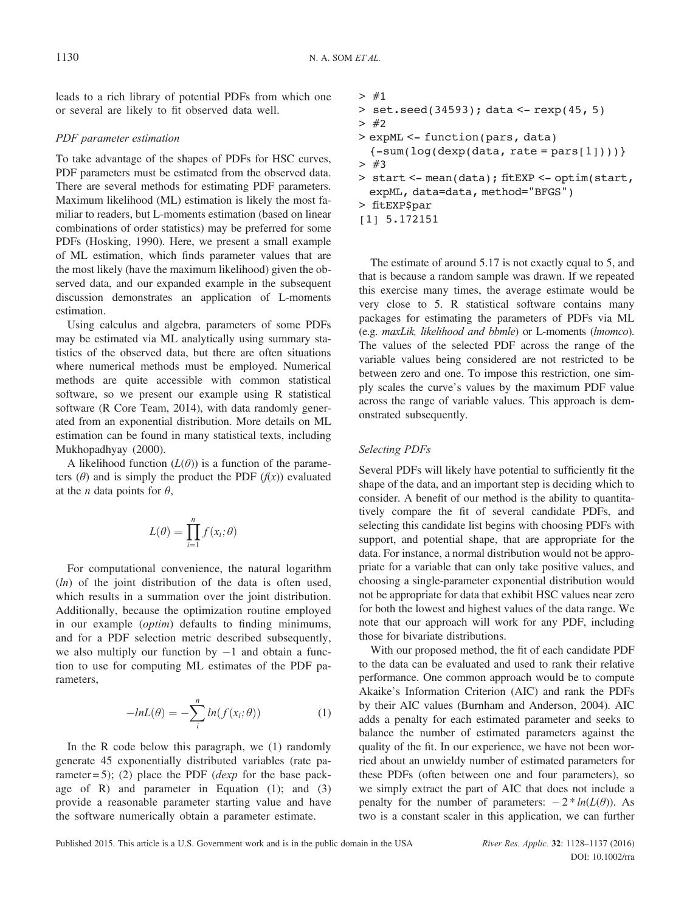leads to a rich library of potential PDFs from which one or several are likely to fit observed data well.

### *PDF parameter estimation*

To take advantage of the shapes of PDFs for HSC curves, PDF parameters must be estimated from the observed data. There are several methods for estimating PDF parameters. Maximum likelihood (ML) estimation is likely the most familiar to readers, but L-moments estimation (based on linear combinations of order statistics) may be preferred for some PDFs (Hosking, 1990). Here, we present a small example of ML estimation, which finds parameter values that are the most likely (have the maximum likelihood) given the observed data, and our expanded example in the subsequent discussion demonstrates an application of L-moments estimation.

Using calculus and algebra, parameters of some PDFs may be estimated via ML analytically using summary statistics of the observed data, but there are often situations where numerical methods must be employed. Numerical methods are quite accessible with common statistical software, so we present our example using R statistical software (R Core Team, 2014), with data randomly generated from an exponential distribution. More details on ML estimation can be found in many statistical texts, including Mukhopadhyay (2000).

A likelihood function ($L(\theta)$) is a function of the parameters ($\theta$) and is simply the product the PDF ($f(x)$) evaluated at the $n$ data points for $\theta$,

$$L(\theta) = \prod_{i=1}^{n} f(x_i; \theta)$$

For computational convenience, the natural logarithm ($ln$) of the joint distribution of the data is often used, which results in a summation over the joint distribution. Additionally, because the optimization routine employed in our example (*optim*) defaults to finding minimums, and for a PDF selection metric described subsequently, we also multiply our function by $-1$ and obtain a function to use for computing ML estimates of the PDF parameters,

$$-lnL(\theta) = -\sum_{i}^{n} ln(f(x_i; \theta)) \tag{1}$$

In the R code below this paragraph, we (1) randomly generate 45 exponentially distributed variables (rate parameter = 5); (2) place the PDF (*dexp* for the base package of R) and parameter in Equation (1); and (3) provide a reasonable parameter starting value and have the software numerically obtain a parameter estimate.

```
> #1
> set.seed(34593); data <- rexp(45, 5)
> #2
> expML <- function(pars, data)
  {-sum(log(dexp(data, rate = pars[1])))}
> #3
> start <- mean(data); fitEXP <- optim(start,
  expML, data=data, method="BFGS")
> fitEXP$par
[1] 5.172151
```

The estimate of around 5.17 is not exactly equal to 5, and that is because a random sample was drawn. If we repeated this exercise many times, the average estimate would be very close to 5. R statistical software contains many packages for estimating the parameters of PDFs via ML (e.g. *maxLik, likelihood and bbmle*) or L-moments (*lmomco*). The values of the selected PDF across the range of the variable values being considered are not restricted to be between zero and one. To impose this restriction, one simply scales the curve's values by the maximum PDF value across the range of variable values. This approach is demonstrated subsequently.

### *Selecting PDFs*

Several PDFs will likely have potential to sufficiently fit the shape of the data, and an important step is deciding which to consider. A benefit of our method is the ability to quantitatively compare the fit of several candidate PDFs, and selecting this candidate list begins with choosing PDFs with support, and potential shape, that are appropriate for the data. For instance, a normal distribution would not be appropriate for a variable that can only take positive values, and choosing a single-parameter exponential distribution would not be appropriate for data that exhibit HSC values near zero for both the lowest and highest values of the data range. We note that our approach will work for any PDF, including those for bivariate distributions.

With our proposed method, the fit of each candidate PDF to the data can be evaluated and used to rank their relative performance. One common approach would be to compute Akaike's Information Criterion (AIC) and rank the PDFs by their AIC values (Burnham and Anderson, 2004). AIC adds a penalty for each estimated parameter and seeks to balance the number of estimated parameters against the quality of the fit. In our experience, we have not been worried about an unwieldy number of estimated parameters for these PDFs (often between one and four parameters), so we simply extract the part of AIC that does not include a penalty for the number of parameters: $-2 * ln(L(\theta))$. As two is a constant scaler in this application, we can further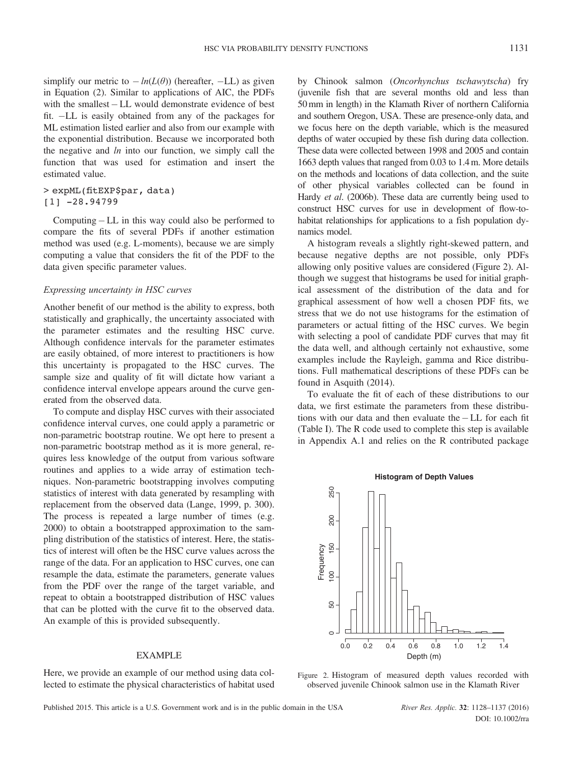simplify our metric to $-ln(L(\theta))$ (hereafter, $-$LL) as given in Equation (2). Similar to applications of AIC, the PDFs with the smallest $-$LL would demonstrate evidence of best fit. $-$LL is easily obtained from any of the packages for ML estimation listed earlier and also from our example with the exponential distribution. Because we incorporated both the negative and *ln* into our function, we simply call the function that was used for estimation and insert the estimated value.

```
> expML(fitEXP$par, data)
[1] -28.94799
```

Computing $-$LL in this way could also be performed to compare the fits of several PDFs if another estimation method was used (e.g. L-moments), because we are simply computing a value that considers the fit of the PDF to the data given specific parameter values.

### *Expressing uncertainty in HSC curves*

Another benefit of our method is the ability to express, both statistically and graphically, the uncertainty associated with the parameter estimates and the resulting HSC curve. Although confidence intervals for the parameter estimates are easily obtained, of more interest to practitioners is how this uncertainty is propagated to the HSC curves. The sample size and quality of fit will dictate how variant a confidence interval envelope appears around the curve generated from the observed data.

To compute and display HSC curves with their associated confidence interval curves, one could apply a parametric or non-parametric bootstrap routine. We opt here to present a non-parametric bootstrap method as it is more general, requires less knowledge of the output from various software routines and applies to a wide array of estimation techniques. Non-parametric bootstrapping involves computing statistics of interest with data generated by resampling with replacement from the observed data (Lange, 1999, p. 300). The process is repeated a large number of times (e.g. 2000) to obtain a bootstrapped approximation to the sampling distribution of the statistics of interest. Here, the statistics of interest will often be the HSC curve values across the range of the data. For an application to HSC curves, one can resample the data, estimate the parameters, generate values from the PDF over the range of the target variable, and repeat to obtain a bootstrapped distribution of HSC values that can be plotted with the curve fit to the observed data. An example of this is provided subsequently.

## EXAMPLE

Here, we provide an example of our method using data collected to estimate the physical characteristics of habitat used by Chinook salmon (*Oncorhynchus tschawytscha*) fry (juvenile fish that are several months old and less than 50 mm in length) in the Klamath River of northern California and southern Oregon, USA. These are presence-only data, and we focus here on the depth variable, which is the measured depths of water occupied by these fish during data collection. These data were collected between 1998 and 2005 and contain 1663 depth values that ranged from 0.03 to 1.4 m. More details on the methods and locations of data collection, and the suite of other physical variables collected can be found in Hardy *et al*. (2006b). These data are currently being used to construct HSC curves for use in development of flow-to-habitat relationships for applications to a fish population dynamics model.

A histogram reveals a slightly right-skewed pattern, and because negative depths are not possible, only PDFs allowing only positive values are considered (Figure 2). Although we suggest that histograms be used for initial graphical assessment of the distribution of the data and for graphical assessment of how well a chosen PDF fits, we stress that we do not use histograms for the estimation of parameters or actual fitting of the HSC curves. We begin with selecting a pool of candidate PDF curves that may fit the data well, and although certainly not exhaustive, some examples include the Rayleigh, gamma and Rice distributions. Full mathematical descriptions of these PDFs can be found in Asquith (2014).

To evaluate the fit of each of these distributions to our data, we first estimate the parameters from these distributions with our data and then evaluate the $-$LL for each fit (Table I). The R code used to complete this step is available in Appendix A.1 and relies on the R contributed package

Figure 2. Histogram of measured depth values recorded with observed juvenile Chinook salmon use in the Klamath River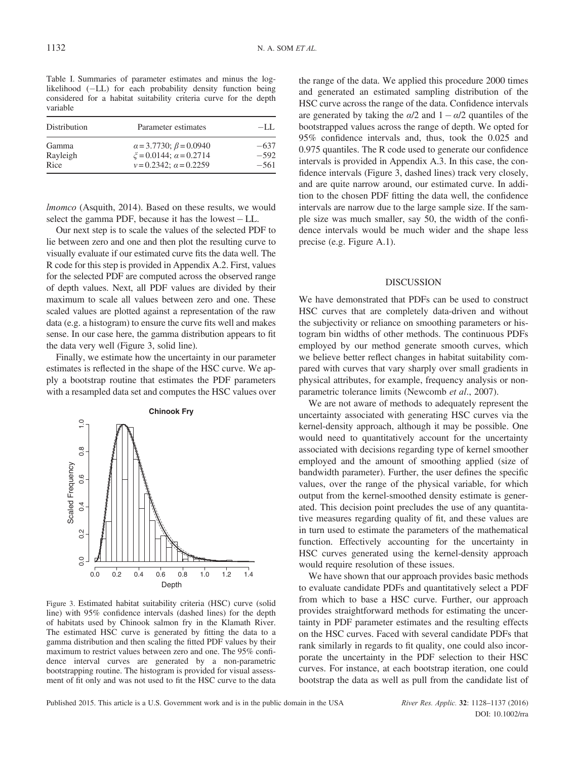Table I. Summaries of parameter estimates and minus the log-likelihood (−LL) for each probability density function being considered for a habitat suitability criteria curve for the depth variable

| Distribution | Parameter estimates | −LL |
|---|---|---|
| Gamma | $\alpha = 3.7730$; $\beta = 0.0940$ | −637 |
| Rayleigh | $\xi = 0.0144$; $\alpha = 0.2714$ | −592 |
| Rice | $\nu = 0.2342$; $\alpha = 0.2259$ | −561 |

*lmomco* (Asquith, 2014). Based on these results, we would select the gamma PDF, because it has the lowest − LL.

Our next step is to scale the values of the selected PDF to lie between zero and one and then plot the resulting curve to visually evaluate if our estimated curve fits the data well. The R code for this step is provided in Appendix A.2. First, values for the selected PDF are computed across the observed range of depth values. Next, all PDF values are divided by their maximum to scale all values between zero and one. These scaled values are plotted against a representation of the raw data (e.g. a histogram) to ensure the curve fits well and makes sense. In our case here, the gamma distribution appears to fit the data very well (Figure 3, solid line).

Finally, we estimate how the uncertainty in our parameter estimates is reflected in the shape of the HSC curve. We apply a bootstrap routine that estimates the PDF parameters with a resampled data set and computes the HSC values over the range of the data. We applied this procedure 2000 times and generated an estimated sampling distribution of the HSC curve across the range of the data. Confidence intervals are generated by taking the $\alpha/2$ and $1 - \alpha/2$ quantiles of the bootstrapped values across the range of depth. We opted for 95% confidence intervals and, thus, took the 0.025 and 0.975 quantiles. The R code used to generate our confidence intervals is provided in Appendix A.3. In this case, the confidence intervals (Figure 3, dashed lines) track very closely, and are quite narrow around, our estimated curve. In addition to the chosen PDF fitting the data well, the confidence intervals are narrow due to the large sample size. If the sample size was much smaller, say 50, the width of the confidence intervals would be much wider and the shape less precise (e.g. Figure A.1).

Chinook Fry

Scaled Frequency

0.0 0.2 0.4 0.6 0.8 1.0

0.0 0.2 0.4 0.6 0.8 1.0 1.2 1.4

Depth

Figure 3. Estimated habitat suitability criteria (HSC) curve (solid line) with 95% confidence intervals (dashed lines) for the depth of habitats used by Chinook salmon fry in the Klamath River. The estimated HSC curve is generated by fitting the data to a gamma distribution and then scaling the fitted PDF values by their maximum to restrict values between zero and one. The 95% confidence interval curves are generated by a non-parametric bootstrapping routine. The histogram is provided for visual assessment of fit only and was not used to fit the HSC curve to the data

## DISCUSSION

We have demonstrated that PDFs can be used to construct HSC curves that are completely data-driven and without the subjectivity or reliance on smoothing parameters or histogram bin widths of other methods. The continuous PDFs employed by our method generate smooth curves, which we believe better reflect changes in habitat suitability compared with curves that vary sharply over small gradients in physical attributes, for example, frequency analysis or non-parametric tolerance limits (Newcomb *et al*., 2007).

We are not aware of methods to adequately represent the uncertainty associated with generating HSC curves via the kernel-density approach, although it may be possible. One would need to quantitatively account for the uncertainty associated with decisions regarding type of kernel smoother employed and the amount of smoothing applied (size of bandwidth parameter). Further, the user defines the specific values, over the range of the physical variable, for which output from the kernel-smoothed density estimate is generated. This decision point precludes the use of any quantitative measures regarding quality of fit, and these values are in turn used to estimate the parameters of the mathematical function. Effectively accounting for the uncertainty in HSC curves generated using the kernel-density approach would require resolution of these issues.

We have shown that our approach provides basic methods to evaluate candidate PDFs and quantitatively select a PDF from which to base a HSC curve. Further, our approach provides straightforward methods for estimating the uncertainty in PDF parameter estimates and the resulting effects on the HSC curves. Faced with several candidate PDFs that rank similarly in regards to fit quality, one could also incorporate the uncertainty in the PDF selection to their HSC curves. For instance, at each bootstrap iteration, one could bootstrap the data as well as pull from the candidate list of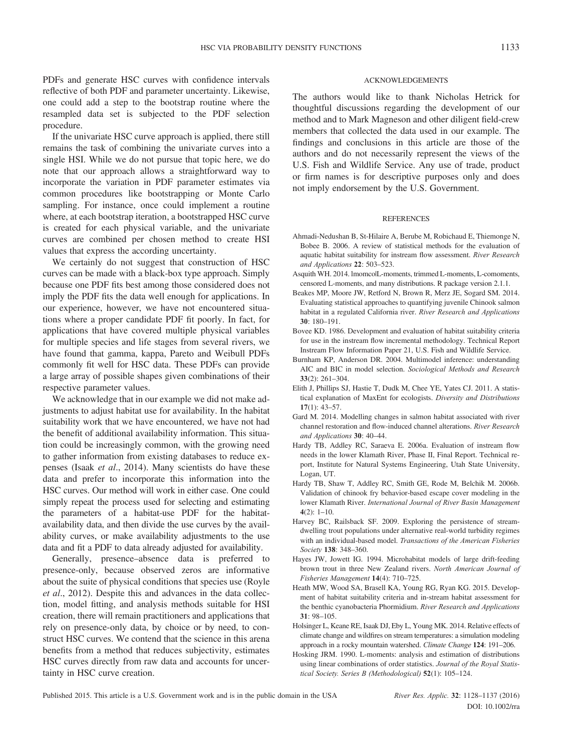PDFs and generate HSC curves with confidence intervals reflective of both PDF and parameter uncertainty. Likewise, one could add a step to the bootstrap routine where the resampled data set is subjected to the PDF selection procedure.

If the univariate HSC curve approach is applied, there still remains the task of combining the univariate curves into a single HSI. While we do not pursue that topic here, we do note that our approach allows a straightforward way to incorporate the variation in PDF parameter estimates via common procedures like bootstrapping or Monte Carlo sampling. For instance, once could implement a routine where, at each bootstrap iteration, a bootstrapped HSC curve is created for each physical variable, and the univariate curves are combined per chosen method to create HSI values that express the according uncertainty.

We certainly do not suggest that construction of HSC curves can be made with a black-box type approach. Simply because one PDF fits best among those considered does not imply the PDF fits the data well enough for applications. In our experience, however, we have not encountered situations where a proper candidate PDF fit poorly. In fact, for applications that have covered multiple physical variables for multiple species and life stages from several rivers, we have found that gamma, kappa, Pareto and Weibull PDFs commonly fit well for HSC data. These PDFs can provide a large array of possible shapes given combinations of their respective parameter values.

We acknowledge that in our example we did not make adjustments to adjust habitat use for availability. In the habitat suitability work that we have encountered, we have not had the benefit of additional availability information. This situation could be increasingly common, with the growing need to gather information from existing databases to reduce expenses (Isaak *et al*., 2014). Many scientists do have these data and prefer to incorporate this information into the HSC curves. Our method will work in either case. One could simply repeat the process used for selecting and estimating the parameters of a habitat-use PDF for the habitat-availability data, and then divide the use curves by the availability curves, or make availability adjustments to the use data and fit a PDF to data already adjusted for availability.

Generally, presence–absence data is preferred to presence-only, because observed zeros are informative about the suite of physical conditions that species use (Royle *et al*., 2012). Despite this and advances in the data collection, model fitting, and analysis methods suitable for HSI creation, there will remain practitioners and applications that rely on presence-only data, by choice or by need, to construct HSC curves. We contend that the science in this arena benefits from a method that reduces subjectivity, estimates HSC curves directly from raw data and accounts for uncertainty in HSC curve creation.

## ACKNOWLEDGEMENTS

The authors would like to thank Nicholas Hetrick for thoughtful discussions regarding the development of our method and to Mark Magneson and other diligent field-crew members that collected the data used in our example. The findings and conclusions in this article are those of the authors and do not necessarily represent the views of the U.S. Fish and Wildlife Service. Any use of trade, product or firm names is for descriptive purposes only and does not imply endorsement by the U.S. Government.

## REFERENCES

Ahmadi-Nedushan B, St-Hilaire A, Berube M, Robichaud E, Thiemonge N, Bobee B. 2006. A review of statistical methods for the evaluation of aquatic habitat suitability for instream flow assessment. *River Research and Applications* **22**: 503–523.

Asquith WH. 2014. lmomco|L-moments, trimmed L-moments, L-comoments, censored L-moments, and many distributions. R package version 2.1.1.

Beakes MP, Moore JW, Retford N, Brown R, Merz JE, Sogard SM. 2014. Evaluating statistical approaches to quantifying juvenile Chinook salmon habitat in a regulated California river. *River Research and Applications* **30**: 180–191.

Bovee KD. 1986. Development and evaluation of habitat suitability criteria for use in the instream flow incremental methodology. Technical Report Instream Flow Information Paper 21, U.S. Fish and Wildlife Service.

Burnham KP, Anderson DR. 2004. Multimodel inference: understanding AIC and BIC in model selection. *Sociological Methods and Research* **33**(2): 261–304.

Elith J, Phillips SJ, Hastie T, Dudk M, Chee YE, Yates CJ. 2011. A statistical explanation of MaxEnt for ecologists. *Diversity and Distributions* **17**(1): 43–57.

Gard M. 2014. Modelling changes in salmon habitat associated with river channel restoration and flow-induced channel alterations. *River Research and Applications* **30**: 40–44.

Hardy TB, Addley RC, Saraeva E. 2006a. Evaluation of instream flow needs in the lower Klamath River, Phase II, Final Report. Technical report, Institute for Natural Systems Engineering, Utah State University, Logan, UT.

Hardy TB, Shaw T, Addley RC, Smith GE, Rode M, Belchik M. 2006b. Validation of chinook fry behavior-based escape cover modeling in the lower Klamath River. *International Journal of River Basin Management* **4**(2): 1–10.

Harvey BC, Railsback SF. 2009. Exploring the persistence of stream-dwelling trout populations under alternative real-world turbidity regimes with an individual-based model. *Transactions of the American Fisheries Society* **138**: 348–360.

Hayes JW, Jowett IG. 1994. Microhabitat models of large drift-feeding brown trout in three New Zealand rivers. *North American Journal of Fisheries Management* **14**(4): 710–725.

Heath MW, Wood SA, Brasell KA, Young RG, Ryan KG. 2015. Development of habitat suitability criteria and in-stream habitat assessment for the benthic cyanobacteria Phormidium. *River Research and Applications* **31**: 98–105.

Holsinger L, Keane RE, Isaak DJ, Eby L, Young MK. 2014. Relative effects of climate change and wildfires on stream temperatures: a simulation modeling approach in a rocky mountain watershed. *Climate Change* **124**: 191–206.

Hosking JRM. 1990. L-moments: analysis and estimation of distributions using linear combinations of order statistics. *Journal of the Royal Statistical Society. Series B (Methodological)* **52**(1): 105–124.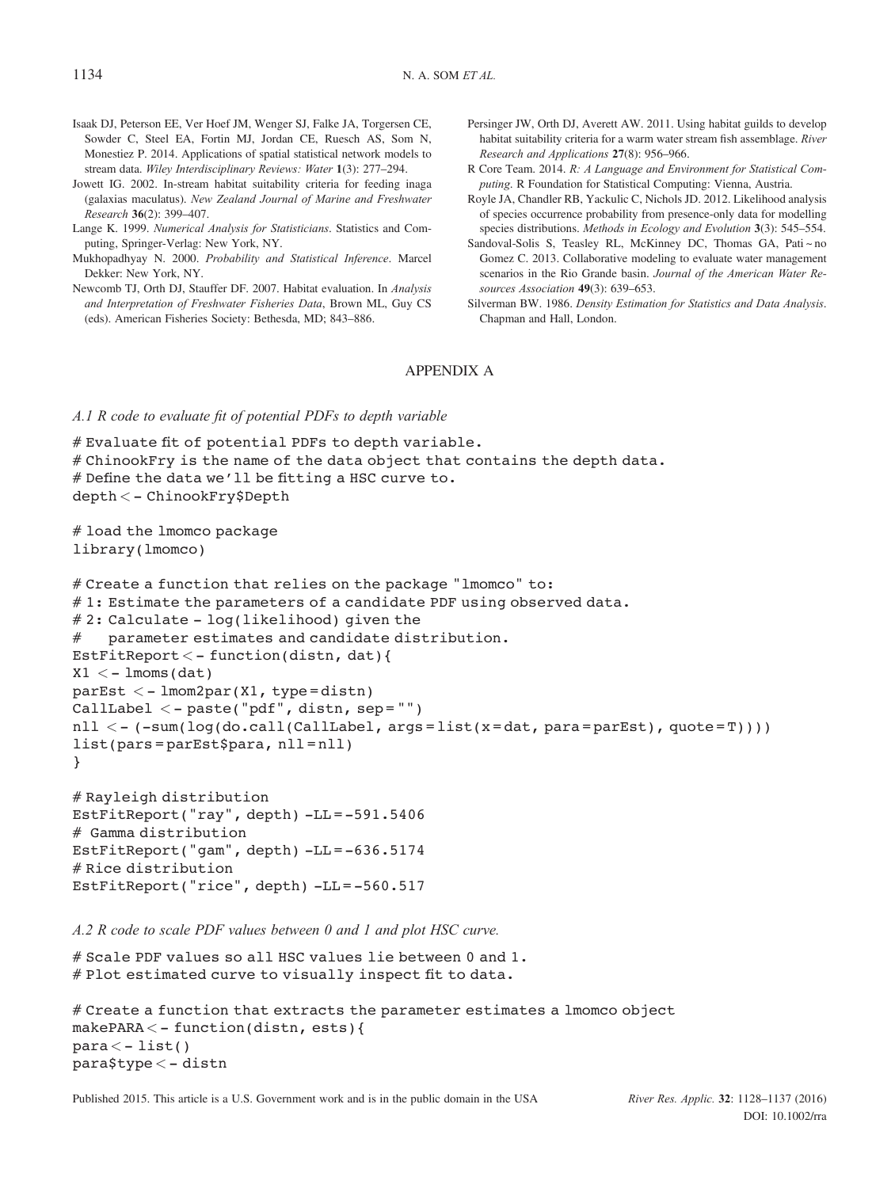Isaak DJ, Peterson EE, Ver Hoef JM, Wenger SJ, Falke JA, Torgersen CE, Sowder C, Steel EA, Fortin MJ, Jordan CE, Ruesch AS, Som N, Monestiez P. 2014. Applications of spatial statistical network models to stream data. *Wiley Interdisciplinary Reviews: Water* **1**(3): 277–294.

Jowett IG. 2002. In-stream habitat suitability criteria for feeding inaga (galaxias maculatus). *New Zealand Journal of Marine and Freshwater Research* **36**(2): 399–407.

Lange K. 1999. *Numerical Analysis for Statisticians*. Statistics and Computing, Springer-Verlag: New York, NY.

Mukhopadhyay N. 2000. *Probability and Statistical Inference*. Marcel Dekker: New York, NY.

Newcomb TJ, Orth DJ, Stauffer DF. 2007. Habitat evaluation. In *Analysis and Interpretation of Freshwater Fisheries Data*, Brown ML, Guy CS (eds). American Fisheries Society: Bethesda, MD; 843–886.

Persinger JW, Orth DJ, Averett AW. 2011. Using habitat guilds to develop habitat suitability criteria for a warm water stream fish assemblage. *River Research and Applications* **27**(8): 956–966.

R Core Team. 2014. *R: A Language and Environment for Statistical Computing*. R Foundation for Statistical Computing: Vienna, Austria.

Royle JA, Chandler RB, Yackulic C, Nichols JD. 2012. Likelihood analysis of species occurrence probability from presence-only data for modelling species distributions. *Methods in Ecology and Evolution* **3**(3): 545–554.

Sandoval-Solis S, Teasley RL, McKinney DC, Thomas GA, Pati~no Gomez C. 2013. Collaborative modeling to evaluate water management scenarios in the Rio Grande basin. *Journal of the American Water Resources Association* **49**(3): 639–653.

Silverman BW. 1986. *Density Estimation for Statistics and Data Analysis*. Chapman and Hall, London.

## APPENDIX A

*A.1 R code to evaluate fit of potential PDFs to depth variable*

```
# Evaluate fit of potential PDFs to depth variable.
# ChinookFry is the name of the data object that contains the depth data.
# Define the data we'll be fitting a HSC curve to.
depth <- ChinookFry$Depth

# load the lmomco package
library(lmomco)

# Create a function that relies on the package "lmomco" to:
# 1: Estimate the parameters of a candidate PDF using observed data.
# 2: Calculate - log(likelihood) given the
#    parameter estimates and candidate distribution.
EstFitReport <- function(distn, dat){
X1 <- lmoms(dat)
parEst <- lmom2par(X1, type=distn)
CallLabel <- paste("pdf", distn, sep="")
nll <- (-sum(log(do.call(CallLabel, args=list(x=dat, para=parEst), quote=T))))
list(pars=parEst$para, nll=nll)
}

# Rayleigh distribution
EstFitReport("ray", depth) -LL=-591.5406
# Gamma distribution
EstFitReport("gam", depth) -LL=-636.5174
# Rice distribution
EstFitReport("rice", depth) -LL=-560.517
```

*A.2 R code to scale PDF values between 0 and 1 and plot HSC curve.*

```
# Scale PDF values so all HSC values lie between 0 and 1.
# Plot estimated curve to visually inspect fit to data.

# Create a function that extracts the parameter estimates a lmomco object
makePARA <- function(distn, ests){
para <- list()
para$type <- distn
```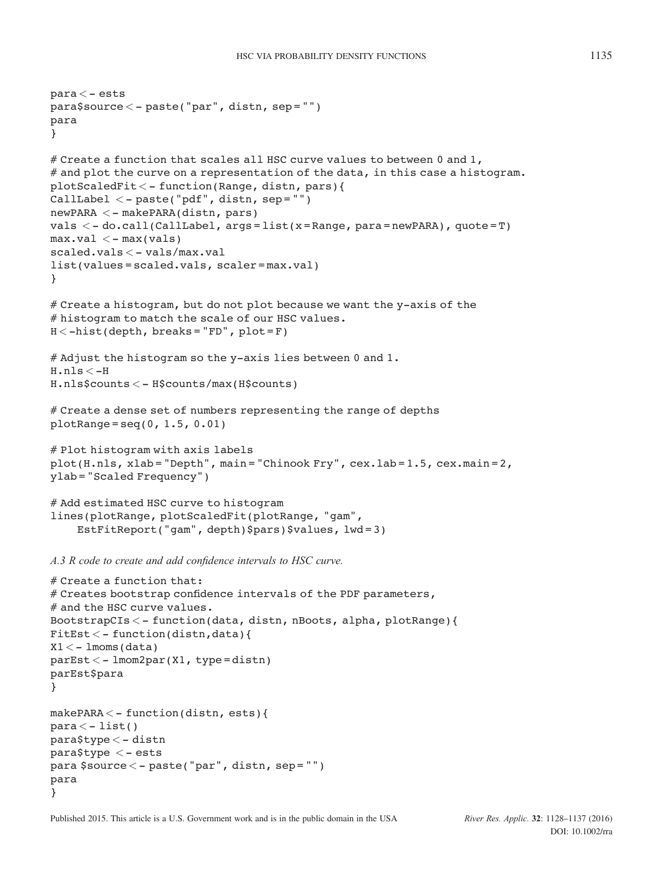```
para <- ests
para$source <- paste("par", distn, sep = "")
para
}

# Create a function that scales all HSC curve values to between 0 and 1,
# and plot the curve on a representation of the data, in this case a histogram.
plotScaledFit <- function(Range, distn, pars){
CallLabel <- paste("pdf", distn, sep = "")
newPARA <- makePARA(distn, pars)
vals <- do.call(CallLabel, args = list(x = Range, para = newPARA), quote = T)
max.val <- max(vals)
scaled.vals <- vals/max.val
list(values = scaled.vals, scaler = max.val)
}

# Create a histogram, but do not plot because we want the y-axis of the
# histogram to match the scale of our HSC values.
H <-hist(depth, breaks = "FD", plot = F)

# Adjust the histogram so the y-axis lies between 0 and 1.
H.nls <-H
H.nls$counts <- H$counts/max(H$counts)

# Create a dense set of numbers representing the range of depths
plotRange = seq(0, 1.5, 0.01)

# Plot histogram with axis labels
plot(H.nls, xlab = "Depth", main = "Chinook Fry", cex.lab = 1.5, cex.main = 2,
ylab = "Scaled Frequency")

# Add estimated HSC curve to histogram
lines(plotRange, plotScaledFit(plotRange, "gam",
    EstFitReport("gam", depth)$pars)$values, lwd = 3)
```

*A.3 R code to create and add confidence intervals to HSC curve.*

```
# Create a function that:
# Creates bootstrap confidence intervals of the PDF parameters,
# and the HSC curve values.
BootstrapCIs <- function(data, distn, nBoots, alpha, plotRange){
FitEst <- function(distn,data){
X1 <- lmoms(data)
parEst <- lmom2par(X1, type = distn)
parEst$para
}

makePARA <- function(distn, ests){
para <- list()
para$type <- distn
para$type <- ests
para $source <- paste("par", distn, sep = "")
para
}
```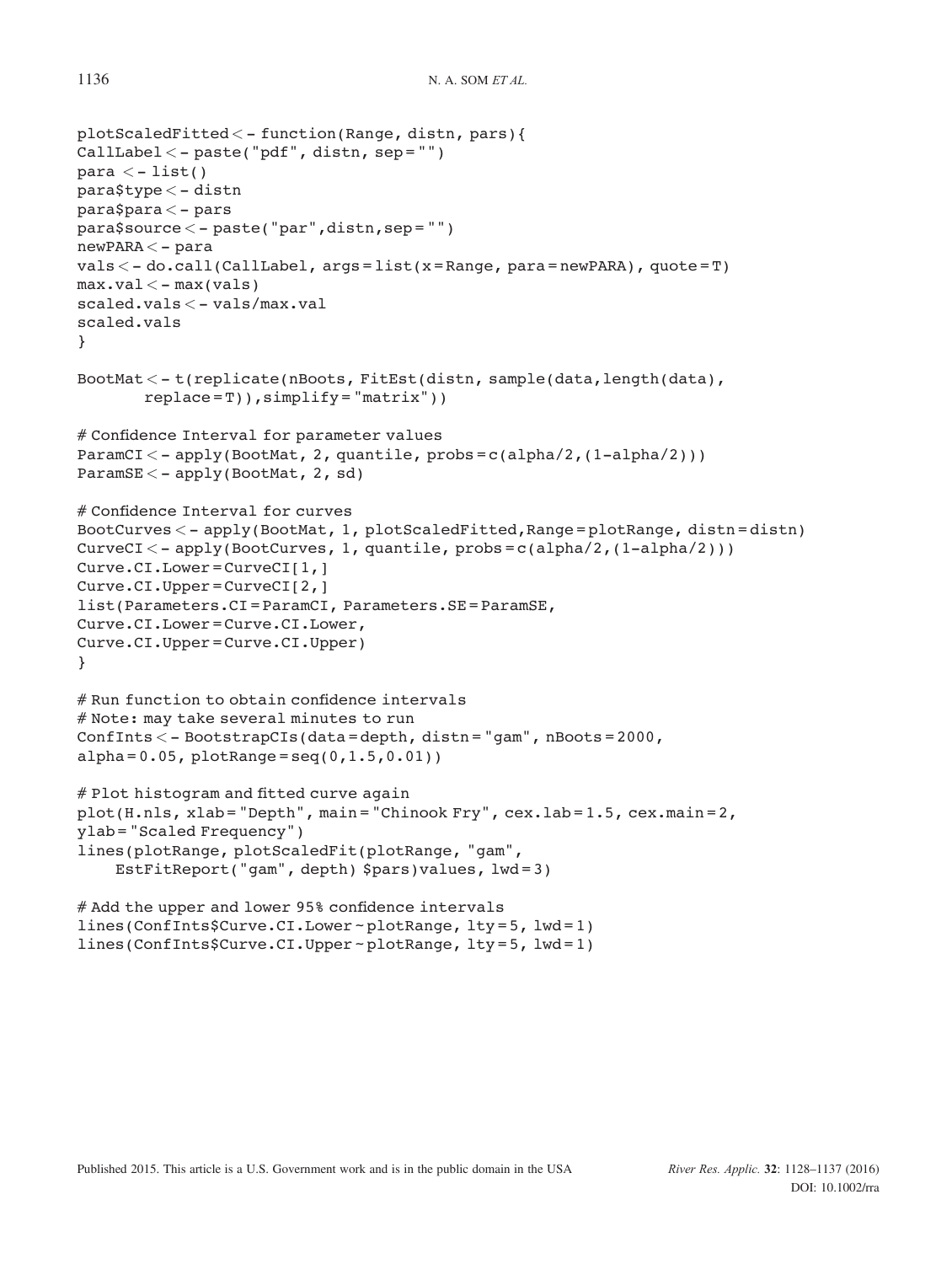```
plotScaledFitted <- function(Range, distn, pars){
CallLabel <- paste("pdf", distn, sep="")
para <- list()
para$type <- distn
para$para <- pars
para$source <- paste("par",distn,sep="")
newPARA <- para
vals <- do.call(CallLabel, args=list(x=Range, para=newPARA), quote=T)
max.val <- max(vals)
scaled.vals <- vals/max.val
scaled.vals
}

BootMat <- t(replicate(nBoots, FitEst(distn, sample(data,length(data),
       replace=T)),simplify="matrix"))

# Confidence Interval for parameter values
ParamCI <- apply(BootMat, 2, quantile, probs=c(alpha/2,(1-alpha/2)))
ParamSE <- apply(BootMat, 2, sd)

# Confidence Interval for curves
BootCurves <- apply(BootMat, 1, plotScaledFitted,Range=plotRange, distn=distn)
CurveCI <- apply(BootCurves, 1, quantile, probs=c(alpha/2,(1-alpha/2)))
Curve.CI.Lower=CurveCI[1,]
Curve.CI.Upper=CurveCI[2,]
list(Parameters.CI=ParamCI, Parameters.SE=ParamSE,
Curve.CI.Lower=Curve.CI.Lower,
Curve.CI.Upper=Curve.CI.Upper)
}

# Run function to obtain confidence intervals
# Note: may take several minutes to run
ConfInts <- BootstrapCIs(data=depth, distn="gam", nBoots=2000,
alpha=0.05, plotRange=seq(0,1.5,0.01))

# Plot histogram and fitted curve again
plot(H.nls, xlab="Depth", main="Chinook Fry", cex.lab=1.5, cex.main=2,
ylab="Scaled Frequency")
lines(plotRange, plotScaledFit(plotRange, "gam",
    EstFitReport("gam", depth) $pars)values, lwd=3)

# Add the upper and lower 95% confidence intervals
lines(ConfInts$Curve.CI.Lower~plotRange, lty=5, lwd=1)
lines(ConfInts$Curve.CI.Upper~plotRange, lty=5, lwd=1)
```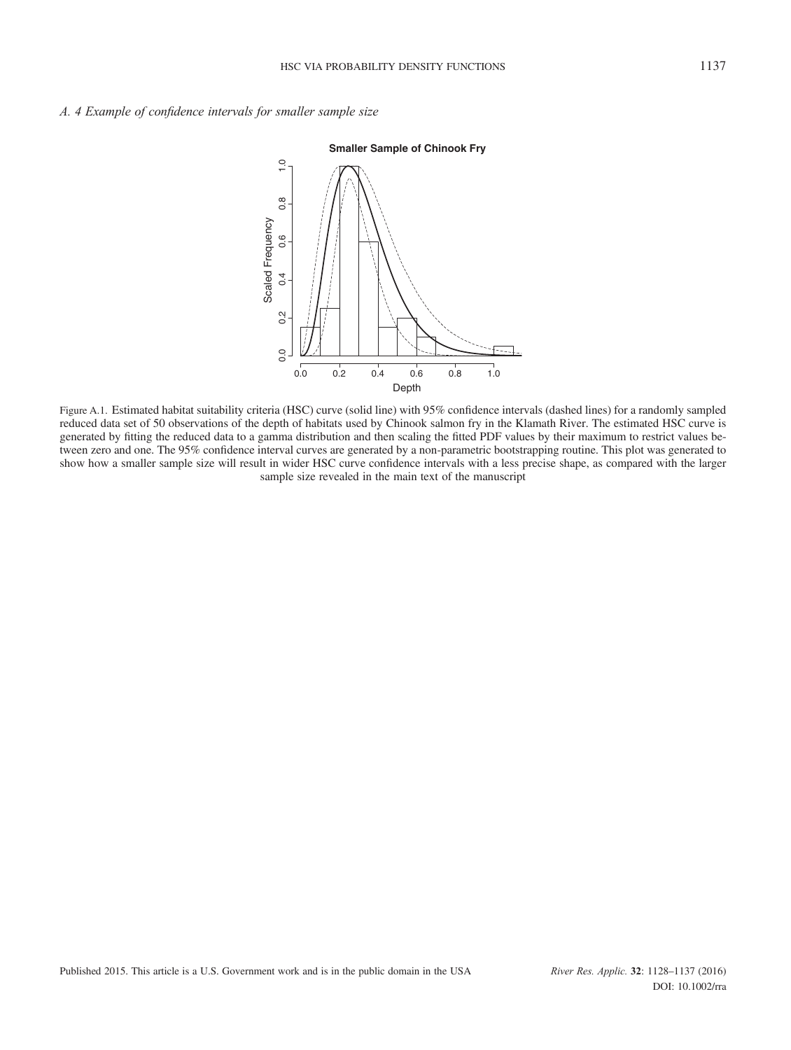*A. 4 Example of confidence intervals for smaller sample size*

Smaller Sample of Chinook Fry

Scaled Frequency

0.0
0.2
0.4
0.6
0.8
1.0

0.0 0.2 0.4 0.6 0.8 1.0

Depth

Figure A.1. Estimated habitat suitability criteria (HSC) curve (solid line) with 95% confidence intervals (dashed lines) for a randomly sampled reduced data set of 50 observations of the depth of habitats used by Chinook salmon fry in the Klamath River. The estimated HSC curve is generated by fitting the reduced data to a gamma distribution and then scaling the fitted PDF values by their maximum to restrict values between zero and one. The 95% confidence interval curves are generated by a non-parametric bootstrapping routine. This plot was generated to show how a smaller sample size will result in wider HSC curve confidence intervals with a less precise shape, as compared with the larger sample size revealed in the main text of the manuscript

Published 2015. This article is a U.S. Government work and is in the public domain in the USA

DOI: 10.1002/rra